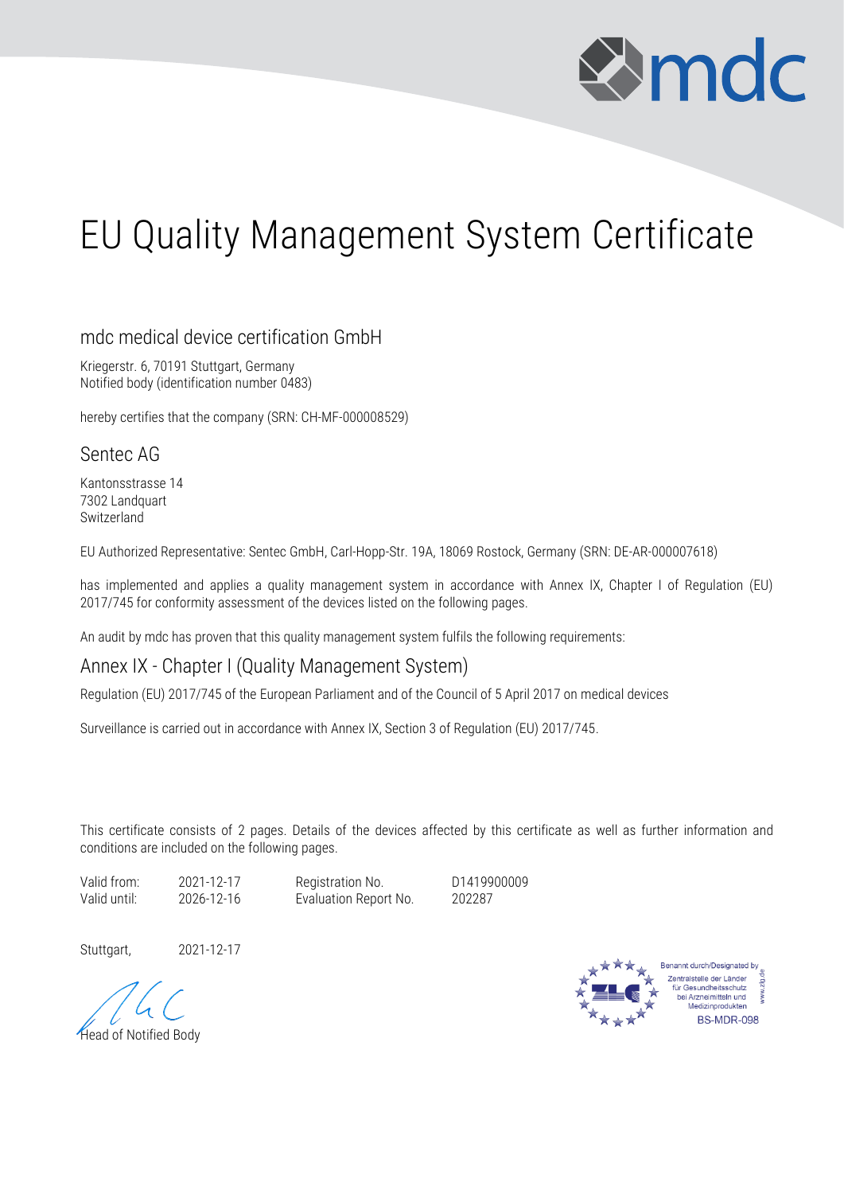# EU Quality Management System Certificate

## mdc medical device certification GmbH

Kriegerstr. 6, 70191 Stuttgart, Germany
Notified body (identification number 0483)

hereby certifies that the company (SRN: CH-MF-000008529)

## Sentec AG

Kantonsstrasse 14
7302 Landquart
Switzerland

EU Authorized Representative: Sentec GmbH, Carl-Hopp-Str. 19A, 18069 Rostock, Germany (SRN: DE-AR-000007618)

has implemented and applies a quality management system in accordance with Annex IX, Chapter I of Regulation (EU) 2017/745 for conformity assessment of the devices listed on the following pages.

An audit by mdc has proven that this quality management system fulfils the following requirements:

## Annex IX - Chapter I (Quality Management System)

Regulation (EU) 2017/745 of the European Parliament and of the Council of 5 April 2017 on medical devices

Surveillance is carried out in accordance with Annex IX, Section 3 of Regulation (EU) 2017/745.

This certificate consists of 2 pages. Details of the devices affected by this certificate as well as further information and conditions are included on the following pages.

| | | | |
|---|---|---|---|
| Valid from: | 2021-12-17 | Registration No. | D1419900009 |
| Valid until: | 2026-12-16 | Evaluation Report No. | 202287 |

Stuttgart, 2021-12-17

Head of Notified Body

Benannt durch/Designated by
Zentralstelle der Länder für Gesundheitsschutz bei Arzneimitteln und Medizinprodukten
www.zlg.de
BS-MDR-098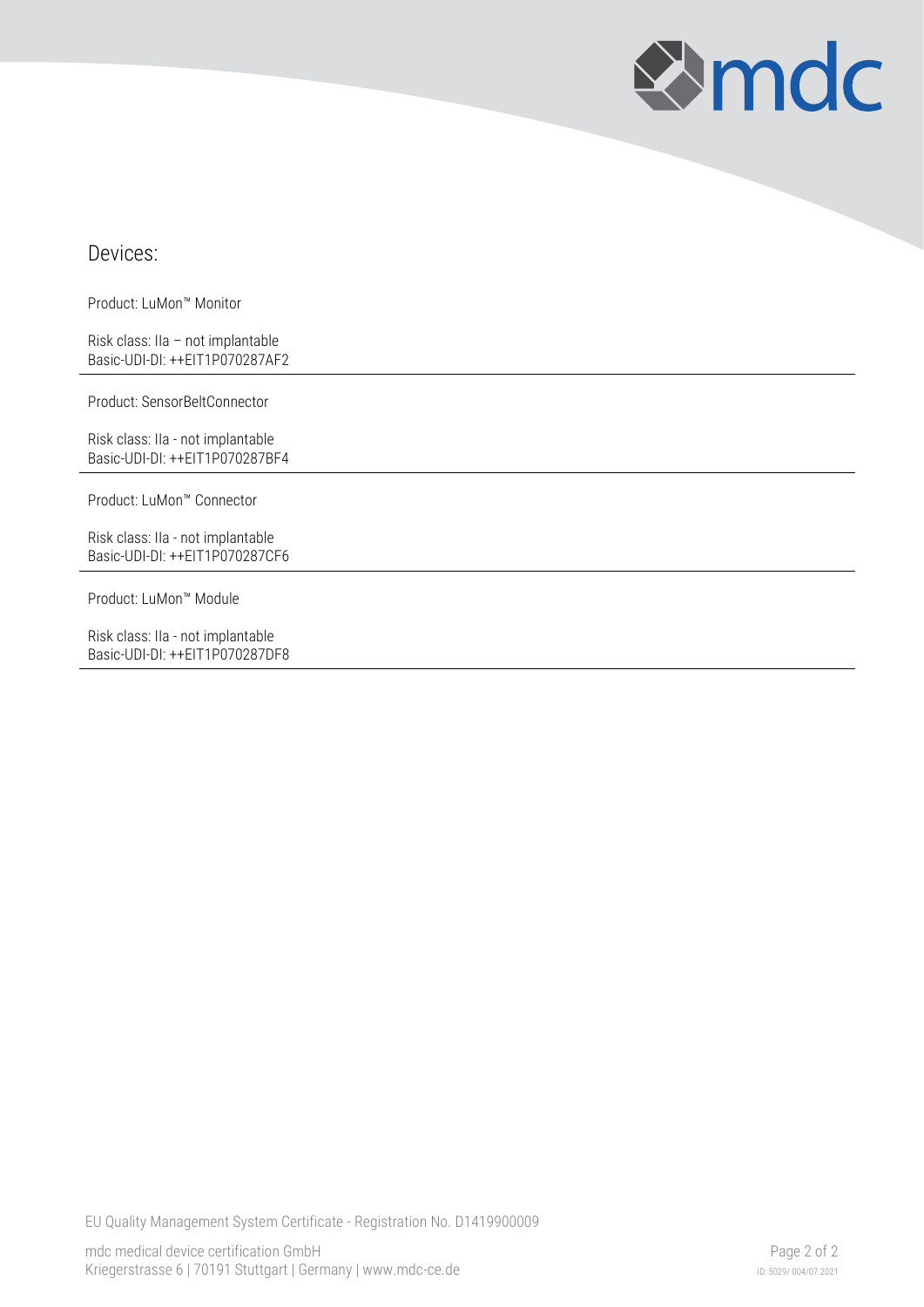## Devices:

Product: LuMon™ Monitor

Risk class: IIa – not implantable
Basic-UDI-DI: ++EIT1P070287AF2

---

Product: SensorBeltConnector

Risk class: IIa - not implantable
Basic-UDI-DI: ++EIT1P070287BF4

---

Product: LuMon™ Connector

Risk class: IIa - not implantable
Basic-UDI-DI: ++EIT1P070287CF6

---

Product: LuMon™ Module

Risk class: IIa - not implantable
Basic-UDI-DI: ++EIT1P070287DF8

---

EU Quality Management System Certificate - Registration No. D1419900009

mdc medical device certification GmbH
Kriegerstrasse 6 | 70191 Stuttgart | Germany | www.mdc-ce.de

ID: 5029/ 004/07.2021